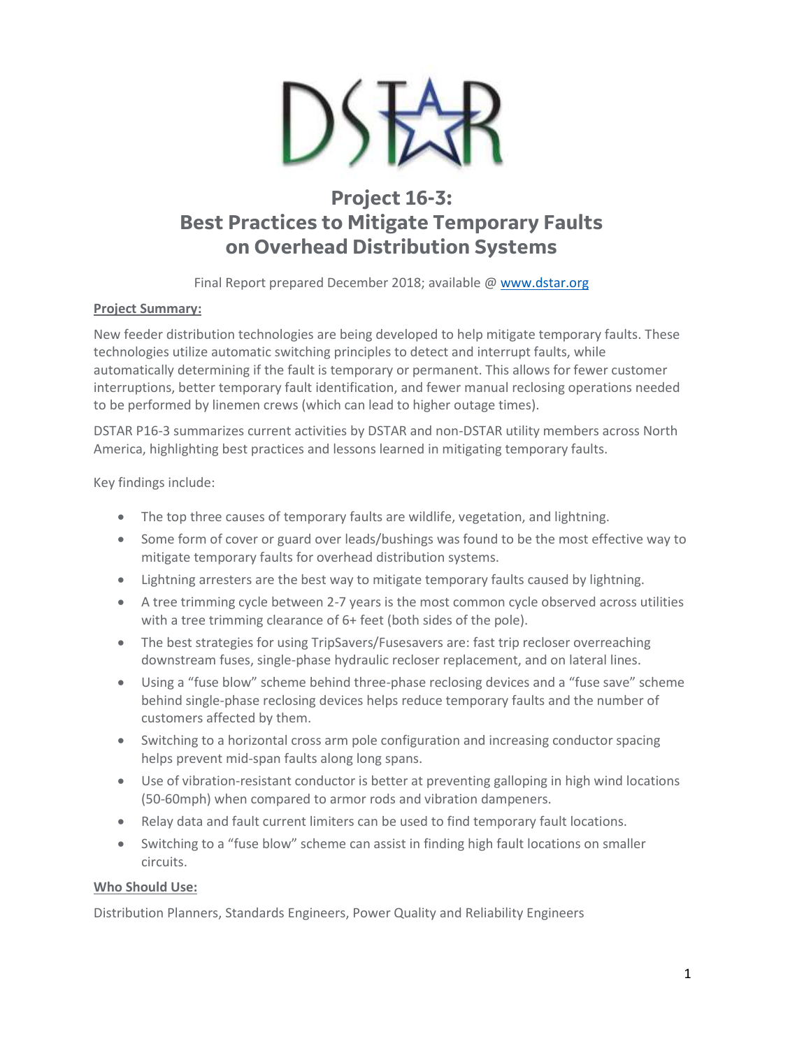# Project 16-3: Best Practices to Mitigate Temporary Faults on Overhead Distribution Systems

Final Report prepared December 2018; available @ www.dstar.org

**Project Summary:**

New feeder distribution technologies are being developed to help mitigate temporary faults. These technologies utilize automatic switching principles to detect and interrupt faults, while automatically determining if the fault is temporary or permanent. This allows for fewer customer interruptions, better temporary fault identification, and fewer manual reclosing operations needed to be performed by linemen crews (which can lead to higher outage times).

DSTAR P16-3 summarizes current activities by DSTAR and non-DSTAR utility members across North America, highlighting best practices and lessons learned in mitigating temporary faults.

Key findings include:

- The top three causes of temporary faults are wildlife, vegetation, and lightning.
- Some form of cover or guard over leads/bushings was found to be the most effective way to mitigate temporary faults for overhead distribution systems.
- Lightning arresters are the best way to mitigate temporary faults caused by lightning.
- A tree trimming cycle between 2-7 years is the most common cycle observed across utilities with a tree trimming clearance of 6+ feet (both sides of the pole).
- The best strategies for using TripSavers/Fusesavers are: fast trip recloser overreaching downstream fuses, single-phase hydraulic recloser replacement, and on lateral lines.
- Using a "fuse blow" scheme behind three-phase reclosing devices and a "fuse save" scheme behind single-phase reclosing devices helps reduce temporary faults and the number of customers affected by them.
- Switching to a horizontal cross arm pole configuration and increasing conductor spacing helps prevent mid-span faults along long spans.
- Use of vibration-resistant conductor is better at preventing galloping in high wind locations (50-60mph) when compared to armor rods and vibration dampeners.
- Relay data and fault current limiters can be used to find temporary fault locations.
- Switching to a "fuse blow" scheme can assist in finding high fault locations on smaller circuits.

**Who Should Use:**

Distribution Planners, Standards Engineers, Power Quality and Reliability Engineers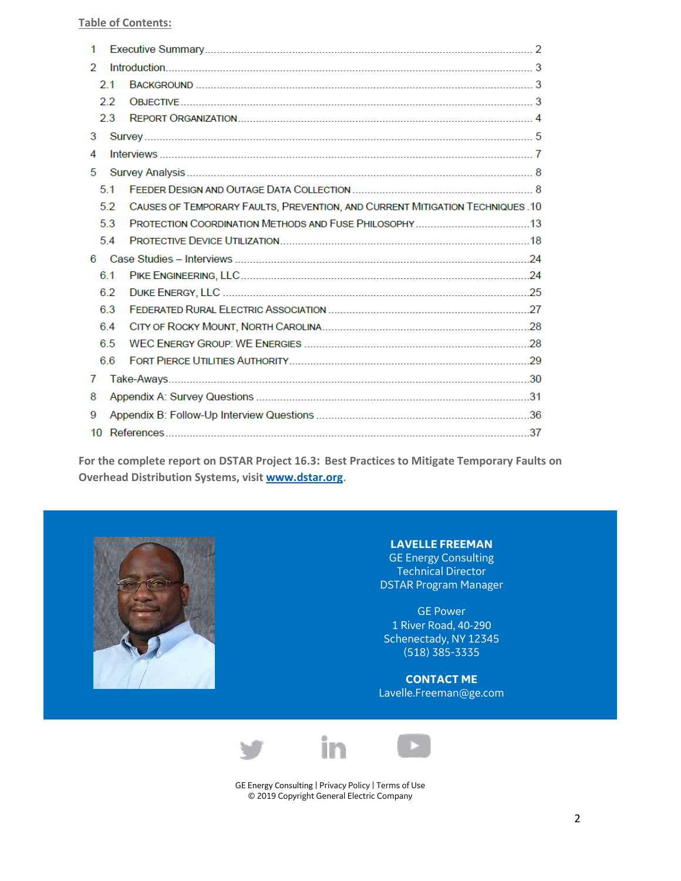**Table of Contents:**

| | | |
|---|---|---|
| 1 | Executive Summary | 2 |
| 2 | Introduction | 3 |
| 2.1 | Background | 3 |
| 2.2 | Objective | 3 |
| 2.3 | Report Organization | 4 |
| 3 | Survey | 5 |
| 4 | Interviews | 7 |
| 5 | Survey Analysis | 8 |
| 5.1 | Feeder Design and Outage Data Collection | 8 |
| 5.2 | Causes of Temporary Faults, Prevention, and Current Mitigation Techniques | 10 |
| 5.3 | Protection Coordination Methods and Fuse Philosophy | 13 |
| 5.4 | Protective Device Utilization | 18 |
| 6 | Case Studies – Interviews | 24 |
| 6.1 | Pike Engineering, LLC | 24 |
| 6.2 | Duke Energy, LLC | 25 |
| 6.3 | Federated Rural Electric Association | 27 |
| 6.4 | City of Rocky Mount, North Carolina | 28 |
| 6.5 | WEC Energy Group: WE Energies | 28 |
| 6.6 | Fort Pierce Utilities Authority | 29 |
| 7 | Take-Aways | 30 |
| 8 | Appendix A: Survey Questions | 31 |
| 9 | Appendix B: Follow-Up Interview Questions | 36 |
| 10 | References | 37 |

**For the complete report on DSTAR Project 16.3: Best Practices to Mitigate Temporary Faults on Overhead Distribution Systems, visit [www.dstar.org](www.dstar.org).**

**LAVELLE FREEMAN**
GE Energy Consulting
Technical Director
DSTAR Program Manager

GE Power
1 River Road, 40-290
Schenectady, NY 12345
(518) 385-3335

**CONTACT ME**
Lavelle.Freeman@ge.com

GE Energy Consulting | Privacy Policy | Terms of Use
© 2019 Copyright General Electric Company